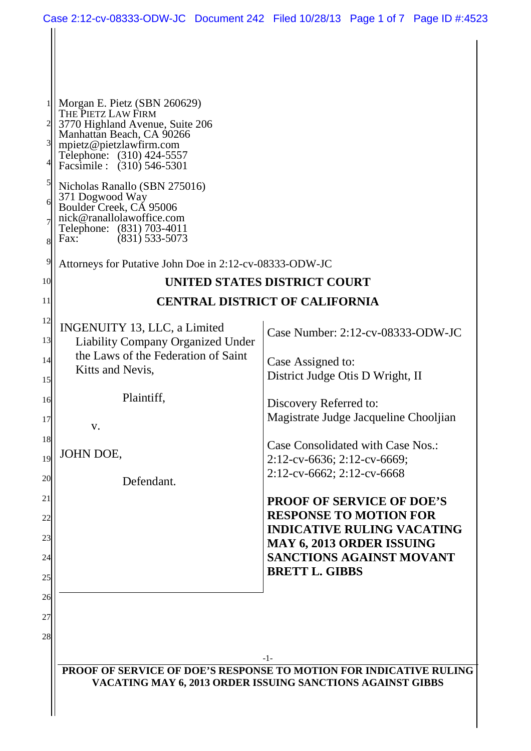Morgan E. Pietz (SBN 260629)
THE PIETZ LAW FIRM
3770 Highland Avenue, Suite 206
Manhattan Beach, CA 90266
mpietz@pietzlawfirm.com
Telephone: (310) 424-5557
Facsimile : (310) 546-5301

Nicholas Ranallo (SBN 275016)
371 Dogwood Way
Boulder Creek, CA 95006
nick@ranallolawoffice.com
Telephone: (831) 703-4011
Fax: (831) 533-5073

Attorneys for Putative John Doe in 2:12-cv-08333-ODW-JC

**UNITED STATES DISTRICT COURT**

**CENTRAL DISTRICT OF CALIFORNIA**

INGENUITY 13, LLC, a Limited Liability Company Organized Under the Laws of the Federation of Saint Kitts and Nevis,

Plaintiff,

v.

JOHN DOE,

Defendant.

Case Number: 2:12-cv-08333-ODW-JC

Case Assigned to:
District Judge Otis D Wright, II

Discovery Referred to:
Magistrate Judge Jacqueline Chooljian

Case Consolidated with Case Nos.:
2:12-cv-6636; 2:12-cv-6669;
2:12-cv-6662; 2:12-cv-6668

**PROOF OF SERVICE OF DOE'S RESPONSE TO MOTION FOR INDICATIVE RULING VACATING MAY 6, 2013 ORDER ISSUING SANCTIONS AGAINST MOVANT BRETT L. GIBBS**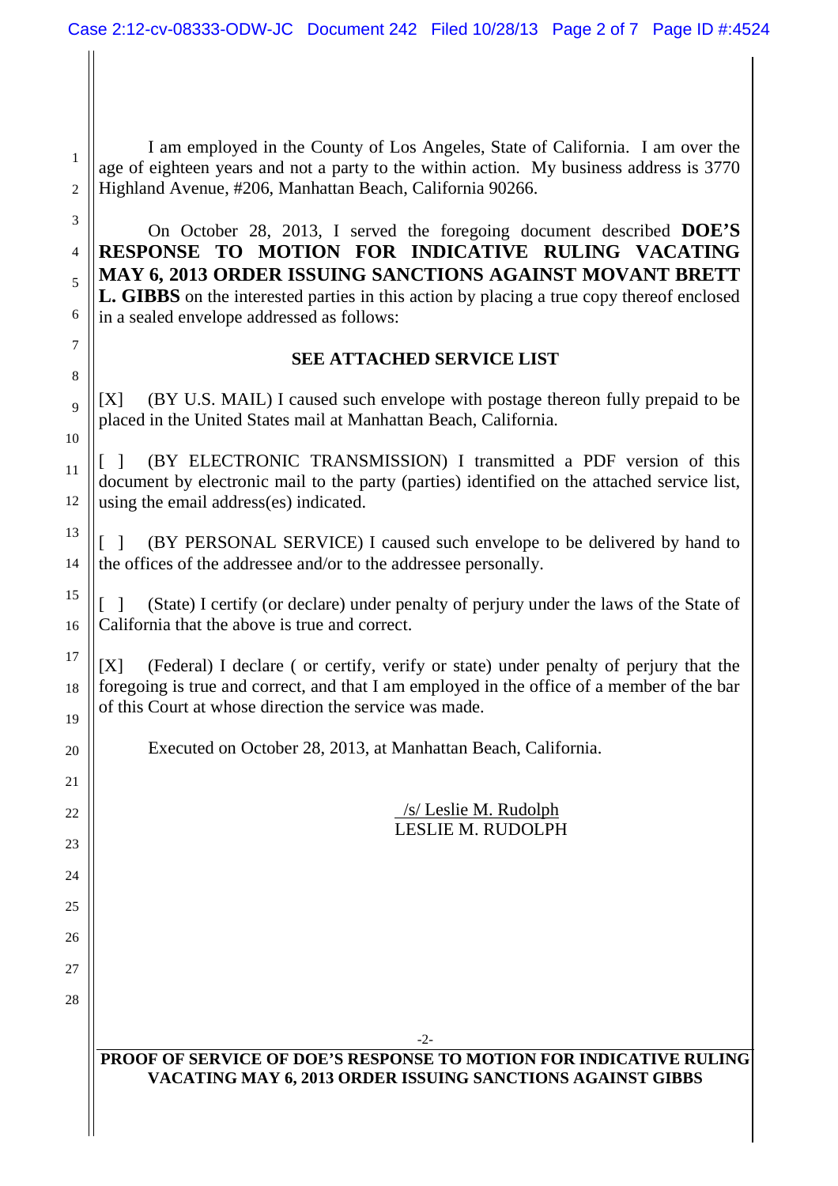I am employed in the County of Los Angeles, State of California. I am over the age of eighteen years and not a party to the within action. My business address is 3770 Highland Avenue, #206, Manhattan Beach, California 90266.

On October 28, 2013, I served the foregoing document described **DOE'S RESPONSE TO MOTION FOR INDICATIVE RULING VACATING MAY 6, 2013 ORDER ISSUING SANCTIONS AGAINST MOVANT BRETT L. GIBBS** on the interested parties in this action by placing a true copy thereof enclosed in a sealed envelope addressed as follows:

**SEE ATTACHED SERVICE LIST**

[X] (BY U.S. MAIL) I caused such envelope with postage thereon fully prepaid to be placed in the United States mail at Manhattan Beach, California.

[ ] (BY ELECTRONIC TRANSMISSION) I transmitted a PDF version of this document by electronic mail to the party (parties) identified on the attached service list, using the email address(es) indicated.

[ ] (BY PERSONAL SERVICE) I caused such envelope to be delivered by hand to the offices of the addressee and/or to the addressee personally.

[ ] (State) I certify (or declare) under penalty of perjury under the laws of the State of California that the above is true and correct.

[X] (Federal) I declare ( or certify, verify or state) under penalty of perjury that the foregoing is true and correct, and that I am employed in the office of a member of the bar of this Court at whose direction the service was made.

Executed on October 28, 2013, at Manhattan Beach, California.

/s/ Leslie M. Rudolph
LESLIE M. RUDOLPH

**PROOF OF SERVICE OF DOE'S RESPONSE TO MOTION FOR INDICATIVE RULING VACATING MAY 6, 2013 ORDER ISSUING SANCTIONS AGAINST GIBBS**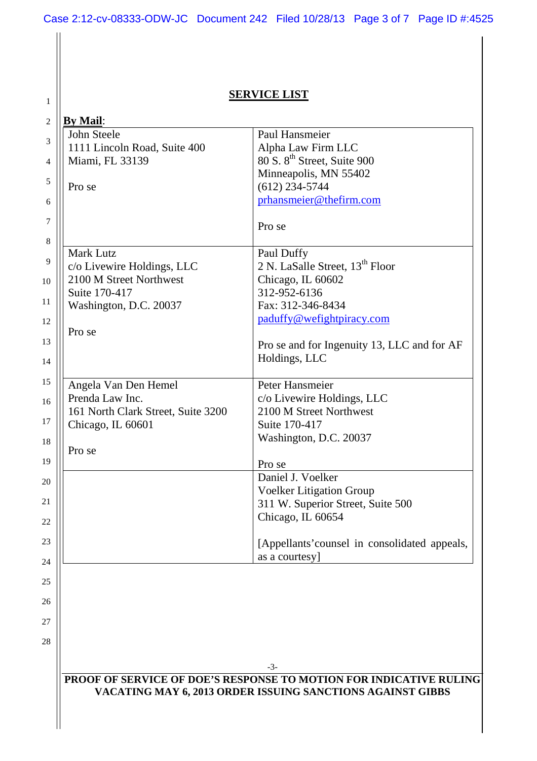## SERVICE LIST

**By Mail**:

| | |
|---|---|
| John Steele<br>1111 Lincoln Road, Suite 400<br>Miami, FL 33139<br><br>Pro se | Paul Hansmeier<br>Alpha Law Firm LLC<br>80 S. 8th Street, Suite 900<br>Minneapolis, MN 55402<br>(612) 234-5744<br>prhansmeier@thefirm.com<br><br>Pro se |
| Mark Lutz<br>c/o Livewire Holdings, LLC<br>2100 M Street Northwest<br>Suite 170-417<br>Washington, D.C. 20037<br><br>Pro se | Paul Duffy<br>2 N. LaSalle Street, 13th Floor<br>Chicago, IL 60602<br>312-952-6136<br>Fax: 312-346-8434<br>paduffy@wefightpiracy.com<br><br>Pro se and for Ingenuity 13, LLC and for AF Holdings, LLC |
| Angela Van Den Hemel<br>Prenda Law Inc.<br>161 North Clark Street, Suite 3200<br>Chicago, IL 60601<br><br>Pro se | Peter Hansmeier<br>c/o Livewire Holdings, LLC<br>2100 M Street Northwest<br>Suite 170-417<br>Washington, D.C. 20037<br><br>Pro se |
| | Daniel J. Voelker<br>Voelker Litigation Group<br>311 W. Superior Street, Suite 500<br>Chicago, IL 60654<br><br>[Appellants' counsel in consolidated appeals, as a courtesy] |

**PROOF OF SERVICE OF DOE'S RESPONSE TO MOTION FOR INDICATIVE RULING VACATING MAY 6, 2013 ORDER ISSUING SANCTIONS AGAINST GIBBS**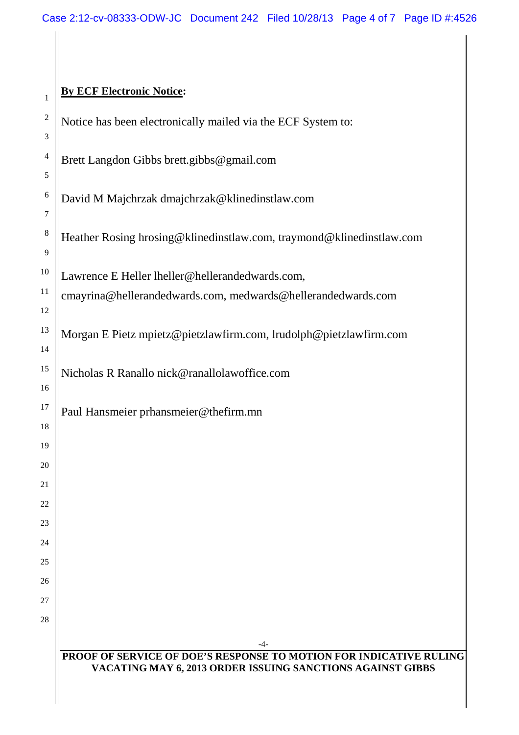**By ECF Electronic Notice:**

Notice has been electronically mailed via the ECF System to:

Brett Langdon Gibbs brett.gibbs@gmail.com

David M Majchrzak dmajchrzak@klinedinstlaw.com

Heather Rosing hrosing@klinedinstlaw.com, traymond@klinedinstlaw.com

Lawrence E Heller lheller@hellerandedwards.com,
cmayrina@hellerandedwards.com, medwards@hellerandedwards.com

Morgan E Pietz mpietz@pietzlawfirm.com, lrudolph@pietzlawfirm.com

Nicholas R Ranallo nick@ranallolawoffice.com

Paul Hansmeier prhansmeier@thefirm.mn

**PROOF OF SERVICE OF DOE'S RESPONSE TO MOTION FOR INDICATIVE RULING VACATING MAY 6, 2013 ORDER ISSUING SANCTIONS AGAINST GIBBS**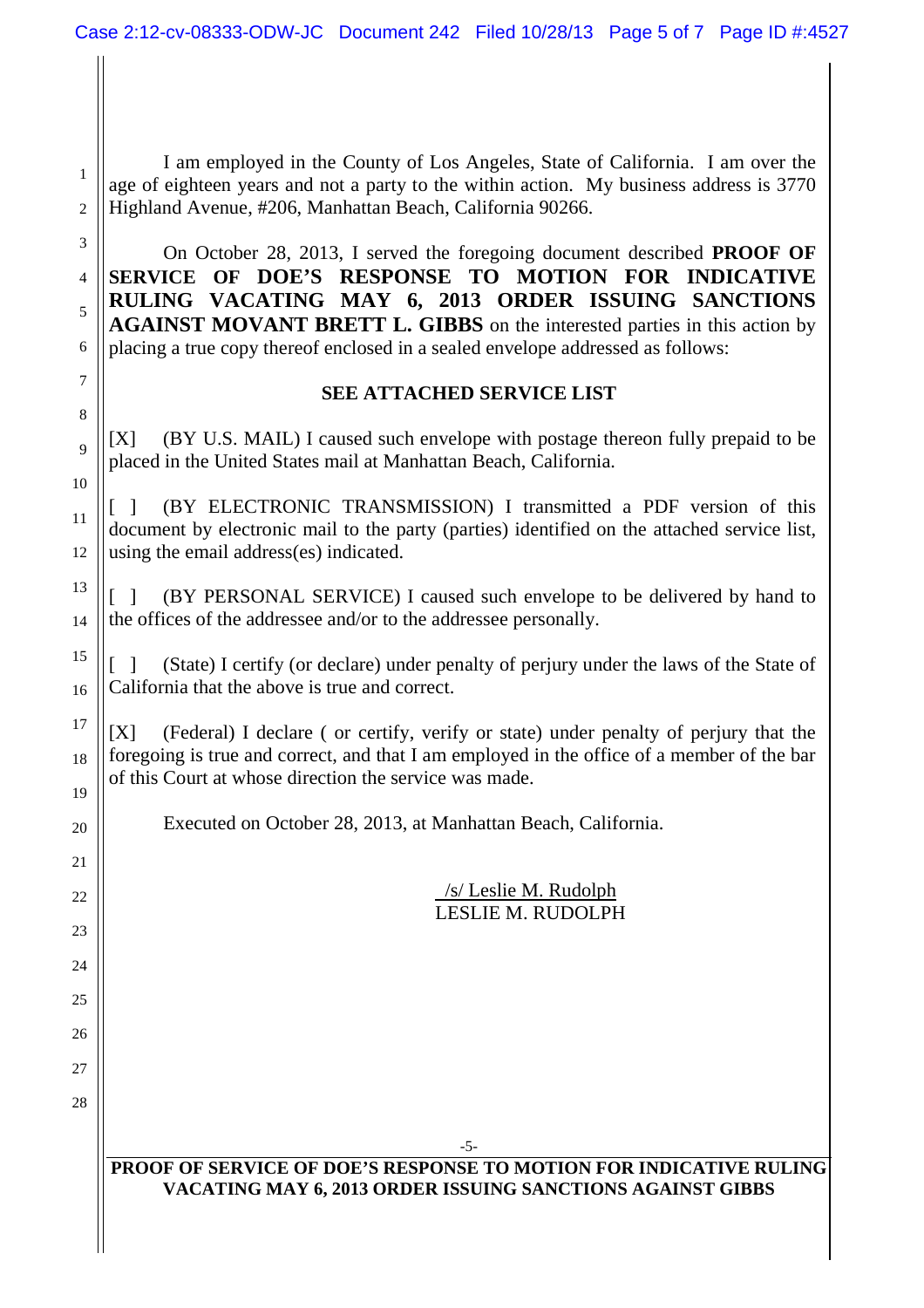I am employed in the County of Los Angeles, State of California. I am over the age of eighteen years and not a party to the within action. My business address is 3770 Highland Avenue, #206, Manhattan Beach, California 90266.

On October 28, 2013, I served the foregoing document described **PROOF OF SERVICE OF DOE'S RESPONSE TO MOTION FOR INDICATIVE RULING VACATING MAY 6, 2013 ORDER ISSUING SANCTIONS AGAINST MOVANT BRETT L. GIBBS** on the interested parties in this action by placing a true copy thereof enclosed in a sealed envelope addressed as follows:

**SEE ATTACHED SERVICE LIST**

[X] (BY U.S. MAIL) I caused such envelope with postage thereon fully prepaid to be placed in the United States mail at Manhattan Beach, California.

[ ] (BY ELECTRONIC TRANSMISSION) I transmitted a PDF version of this document by electronic mail to the party (parties) identified on the attached service list, using the email address(es) indicated.

[ ] (BY PERSONAL SERVICE) I caused such envelope to be delivered by hand to the offices of the addressee and/or to the addressee personally.

[ ] (State) I certify (or declare) under penalty of perjury under the laws of the State of California that the above is true and correct.

[X] (Federal) I declare ( or certify, verify or state) under penalty of perjury that the foregoing is true and correct, and that I am employed in the office of a member of the bar of this Court at whose direction the service was made.

Executed on October 28, 2013, at Manhattan Beach, California.

/s/ Leslie M. Rudolph
LESLIE M. RUDOLPH

**PROOF OF SERVICE OF DOE'S RESPONSE TO MOTION FOR INDICATIVE RULING VACATING MAY 6, 2013 ORDER ISSUING SANCTIONS AGAINST GIBBS**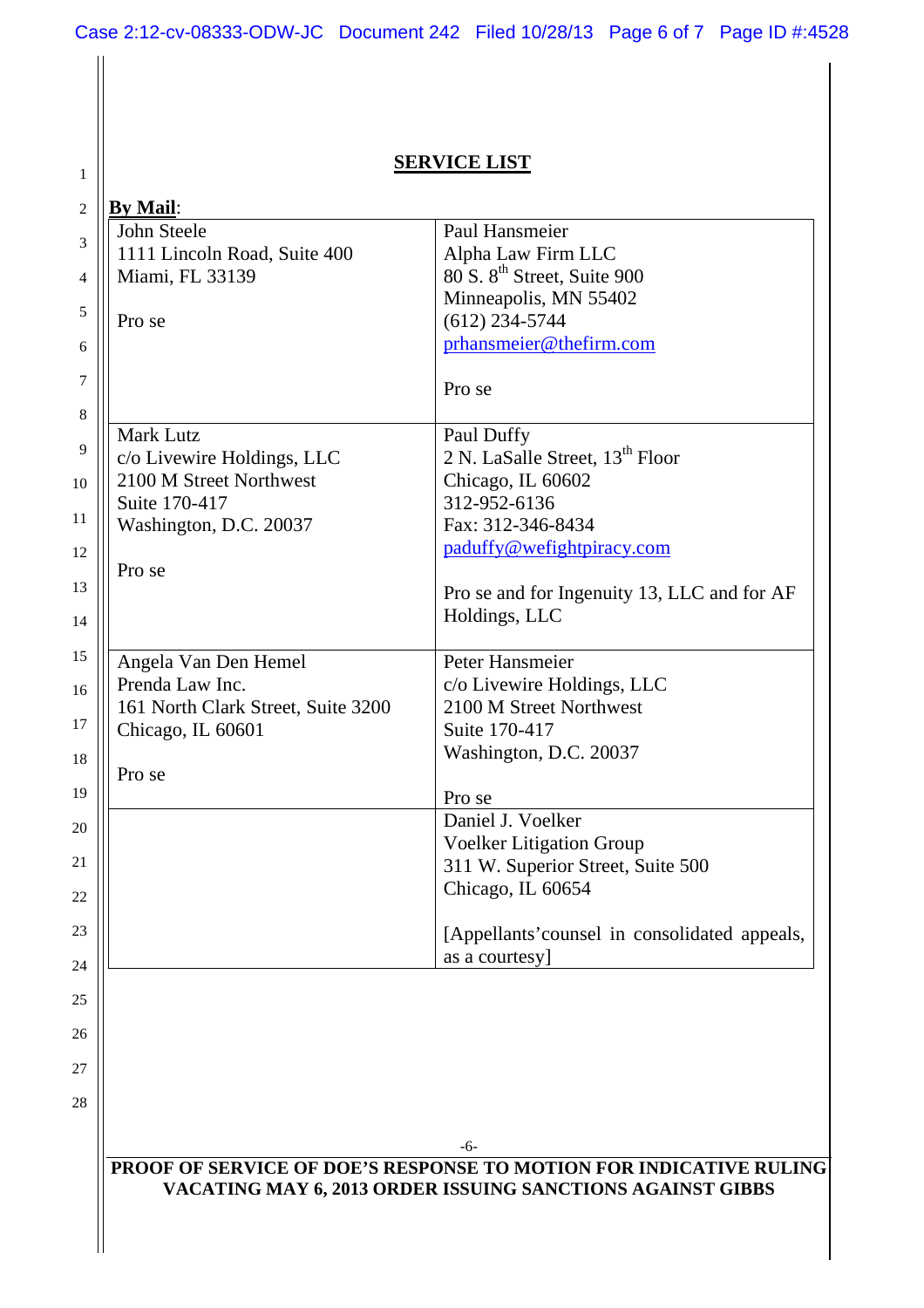## SERVICE LIST

**By Mail**:

| | |
|---|---|
| John Steele<br>1111 Lincoln Road, Suite 400<br>Miami, FL 33139<br><br>Pro se | Paul Hansmeier<br>Alpha Law Firm LLC<br>80 S. 8th Street, Suite 900<br>Minneapolis, MN 55402<br>(612) 234-5744<br>prhansmeier@thefirm.com<br><br>Pro se |
| Mark Lutz<br>c/o Livewire Holdings, LLC<br>2100 M Street Northwest<br>Suite 170-417<br>Washington, D.C. 20037<br><br>Pro se | Paul Duffy<br>2 N. LaSalle Street, 13th Floor<br>Chicago, IL 60602<br>312-952-6136<br>Fax: 312-346-8434<br>paduffy@wefightpiracy.com<br><br>Pro se and for Ingenuity 13, LLC and for AF Holdings, LLC |
| Angela Van Den Hemel<br>Prenda Law Inc.<br>161 North Clark Street, Suite 3200<br>Chicago, IL 60601<br><br>Pro se | Peter Hansmeier<br>c/o Livewire Holdings, LLC<br>2100 M Street Northwest<br>Suite 170-417<br>Washington, D.C. 20037<br><br>Pro se |
| | Daniel J. Voelker<br>Voelker Litigation Group<br>311 W. Superior Street, Suite 500<br>Chicago, IL 60654<br><br>[Appellants' counsel in consolidated appeals, as a courtesy] |

**PROOF OF SERVICE OF DOE'S RESPONSE TO MOTION FOR INDICATIVE RULING VACATING MAY 6, 2013 ORDER ISSUING SANCTIONS AGAINST GIBBS**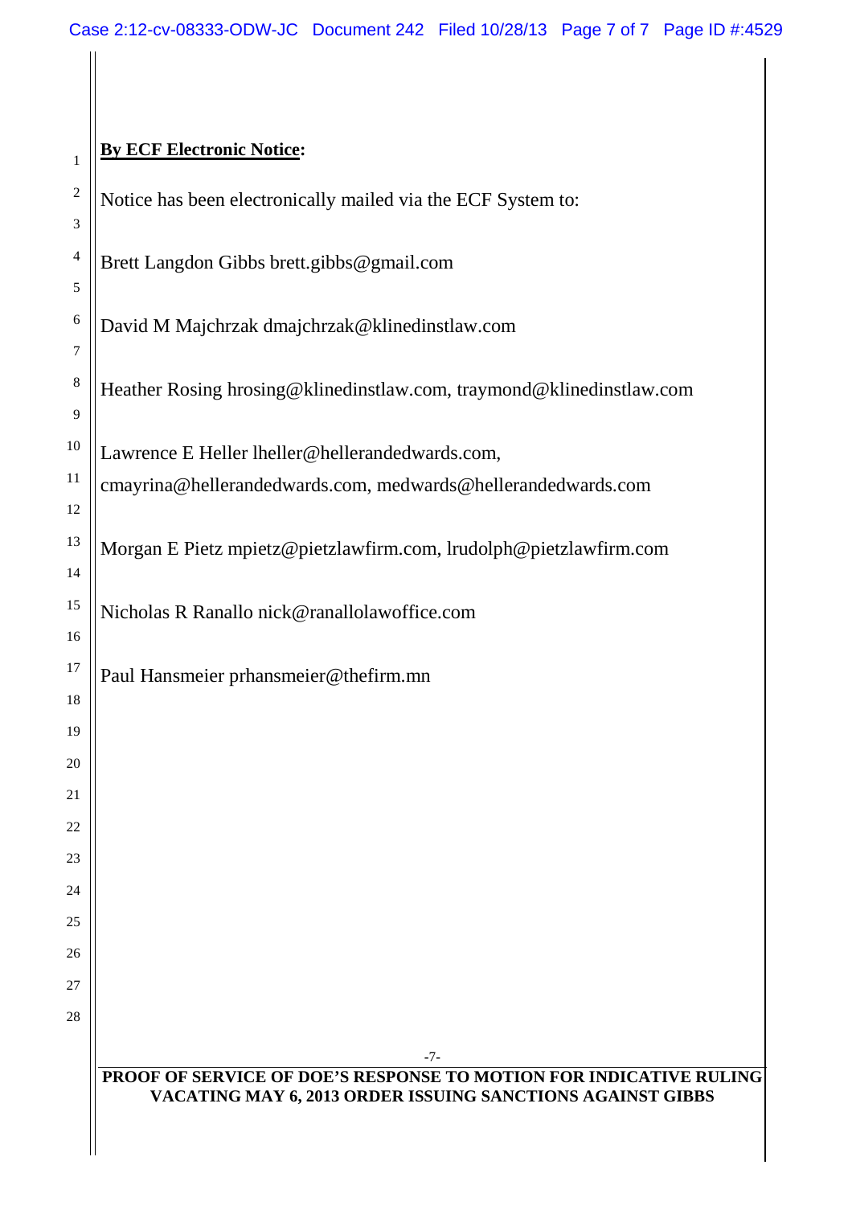**By ECF Electronic Notice:**

Notice has been electronically mailed via the ECF System to:

Brett Langdon Gibbs brett.gibbs@gmail.com

David M Majchrzak dmajchrzak@klinedinstlaw.com

Heather Rosing hrosing@klinedinstlaw.com, traymond@klinedinstlaw.com

Lawrence E Heller lheller@hellerandedwards.com, cmayrina@hellerandedwards.com, medwards@hellerandedwards.com

Morgan E Pietz mpietz@pietzlawfirm.com, lrudolph@pietzlawfirm.com

Nicholas R Ranallo nick@ranallolawoffice.com

Paul Hansmeier prhansmeier@thefirm.mn

**PROOF OF SERVICE OF DOE'S RESPONSE TO MOTION FOR INDICATIVE RULING VACATING MAY 6, 2013 ORDER ISSUING SANCTIONS AGAINST GIBBS**